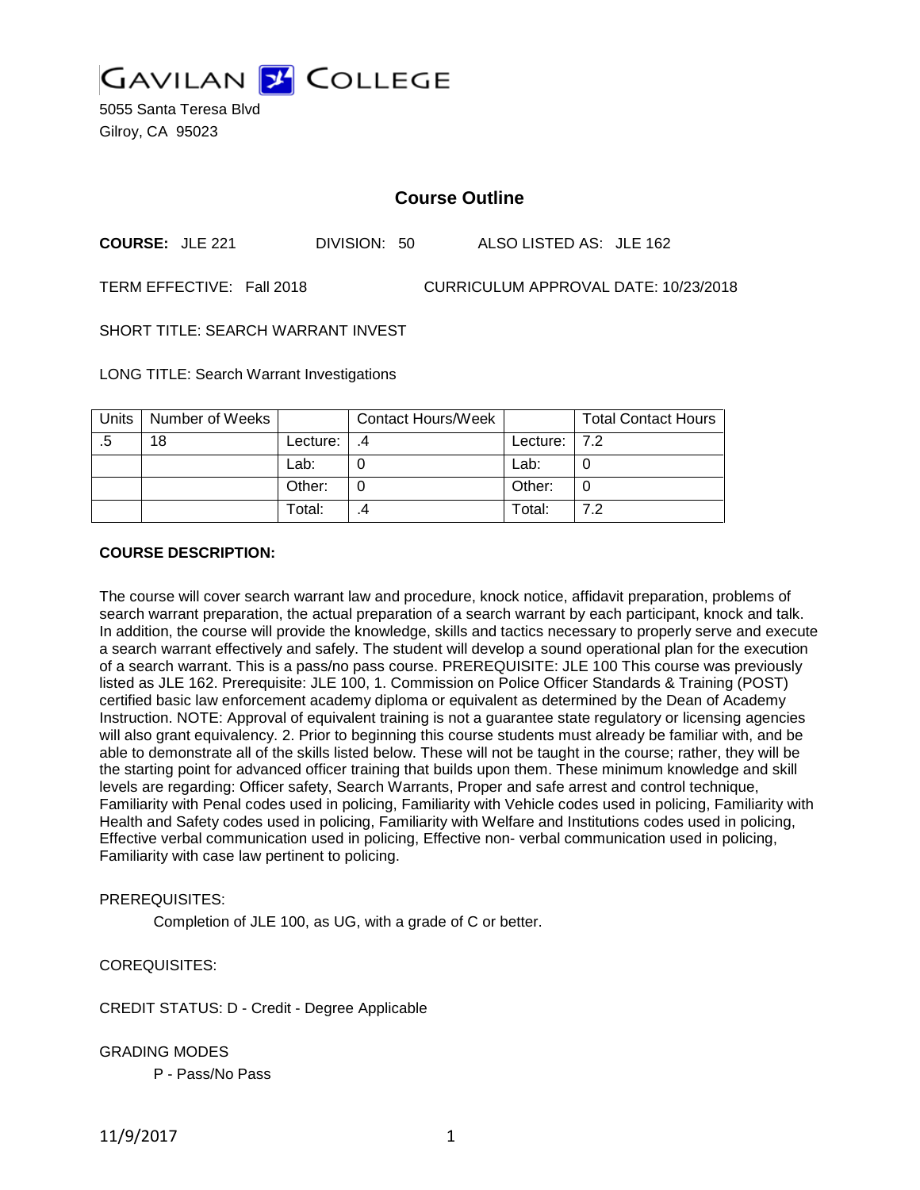GAVILAN COLLEGE

5055 Santa Teresa Blvd
Gilroy, CA 95023

# Course Outline

**COURSE:** JLE 221 DIVISION: 50 ALSO LISTED AS: JLE 162

TERM EFFECTIVE: Fall 2018 CURRICULUM APPROVAL DATE: 10/23/2018

SHORT TITLE: SEARCH WARRANT INVEST

LONG TITLE: Search Warrant Investigations

| Units | Number of Weeks | | Contact Hours/Week | | Total Contact Hours |
|---|---|---|---|---|---|
| .5 | 18 | Lecture: | .4 | Lecture: | 7.2 |
| | | Lab: | 0 | Lab: | 0 |
| | | Other: | 0 | Other: | 0 |
| | | Total: | .4 | Total: | 7.2 |

**COURSE DESCRIPTION:**

The course will cover search warrant law and procedure, knock notice, affidavit preparation, problems of search warrant preparation, the actual preparation of a search warrant by each participant, knock and talk. In addition, the course will provide the knowledge, skills and tactics necessary to properly serve and execute a search warrant effectively and safely. The student will develop a sound operational plan for the execution of a search warrant. This is a pass/no pass course. PREREQUISITE: JLE 100 This course was previously listed as JLE 162. Prerequisite: JLE 100, 1. Commission on Police Officer Standards & Training (POST) certified basic law enforcement academy diploma or equivalent as determined by the Dean of Academy Instruction. NOTE: Approval of equivalent training is not a guarantee state regulatory or licensing agencies will also grant equivalency. 2. Prior to beginning this course students must already be familiar with, and be able to demonstrate all of the skills listed below. These will not be taught in the course; rather, they will be the starting point for advanced officer training that builds upon them. These minimum knowledge and skill levels are regarding: Officer safety, Search Warrants, Proper and safe arrest and control technique, Familiarity with Penal codes used in policing, Familiarity with Vehicle codes used in policing, Familiarity with Health and Safety codes used in policing, Familiarity with Welfare and Institutions codes used in policing, Effective verbal communication used in policing, Effective non- verbal communication used in policing, Familiarity with case law pertinent to policing.

PREREQUISITES:

Completion of JLE 100, as UG, with a grade of C or better.

COREQUISITES:

CREDIT STATUS: D - Credit - Degree Applicable

GRADING MODES

P - Pass/No Pass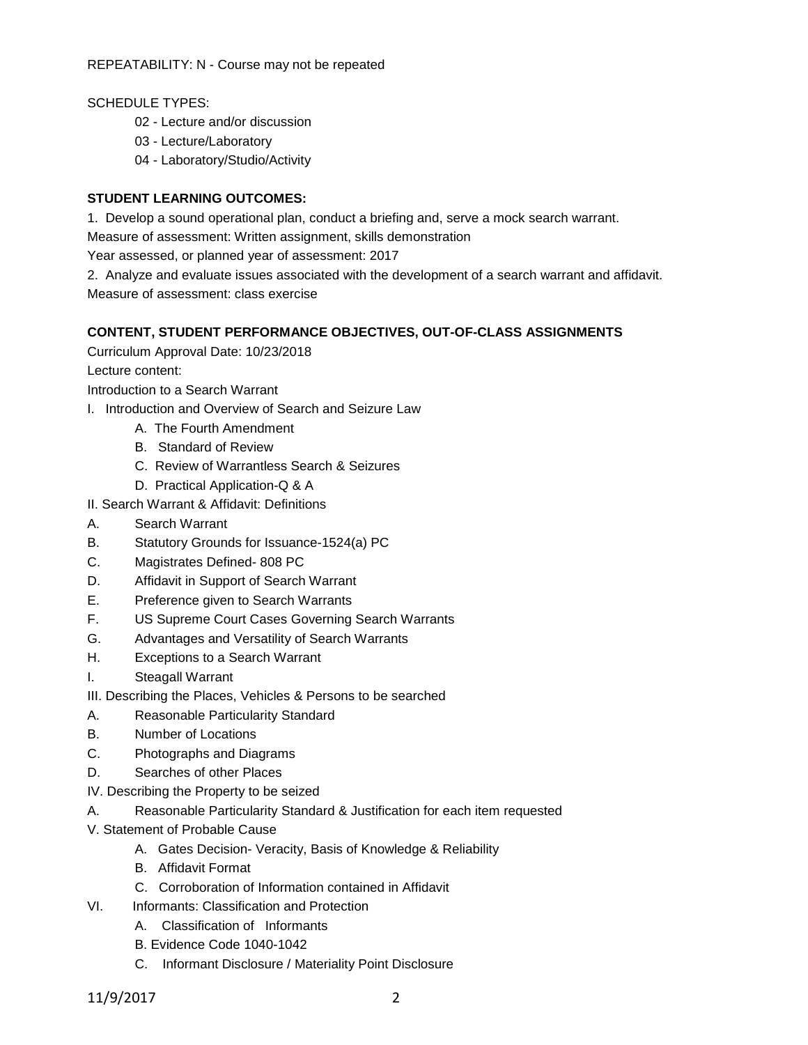REPEATABILITY: N - Course may not be repeated

SCHEDULE TYPES:

- 02 - Lecture and/or discussion
- 03 - Lecture/Laboratory
- 04 - Laboratory/Studio/Activity

**STUDENT LEARNING OUTCOMES:**

1. Develop a sound operational plan, conduct a briefing and, serve a mock search warrant.

Measure of assessment: Written assignment, skills demonstration

Year assessed, or planned year of assessment: 2017

2. Analyze and evaluate issues associated with the development of a search warrant and affidavit.

Measure of assessment: class exercise

**CONTENT, STUDENT PERFORMANCE OBJECTIVES, OUT-OF-CLASS ASSIGNMENTS**

Curriculum Approval Date: 10/23/2018

Lecture content:

Introduction to a Search Warrant

I. Introduction and Overview of Search and Seizure Law
   - A. The Fourth Amendment
   - B. Standard of Review
   - C. Review of Warrantless Search & Seizures
   - D. Practical Application-Q & A

II. Search Warrant & Affidavit: Definitions
   - A. Search Warrant
   - B. Statutory Grounds for Issuance-1524(a) PC
   - C. Magistrates Defined- 808 PC
   - D. Affidavit in Support of Search Warrant
   - E. Preference given to Search Warrants
   - F. US Supreme Court Cases Governing Search Warrants
   - G. Advantages and Versatility of Search Warrants
   - H. Exceptions to a Search Warrant
   - I. Steagall Warrant

III. Describing the Places, Vehicles & Persons to be searched
   - A. Reasonable Particularity Standard
   - B. Number of Locations
   - C. Photographs and Diagrams
   - D. Searches of other Places

IV. Describing the Property to be seized
   - A. Reasonable Particularity Standard & Justification for each item requested

V. Statement of Probable Cause
   - A. Gates Decision- Veracity, Basis of Knowledge & Reliability
   - B. Affidavit Format
   - C. Corroboration of Information contained in Affidavit

VI. Informants: Classification and Protection
   - A. Classification of Informants
   - B. Evidence Code 1040-1042
   - C. Informant Disclosure / Materiality Point Disclosure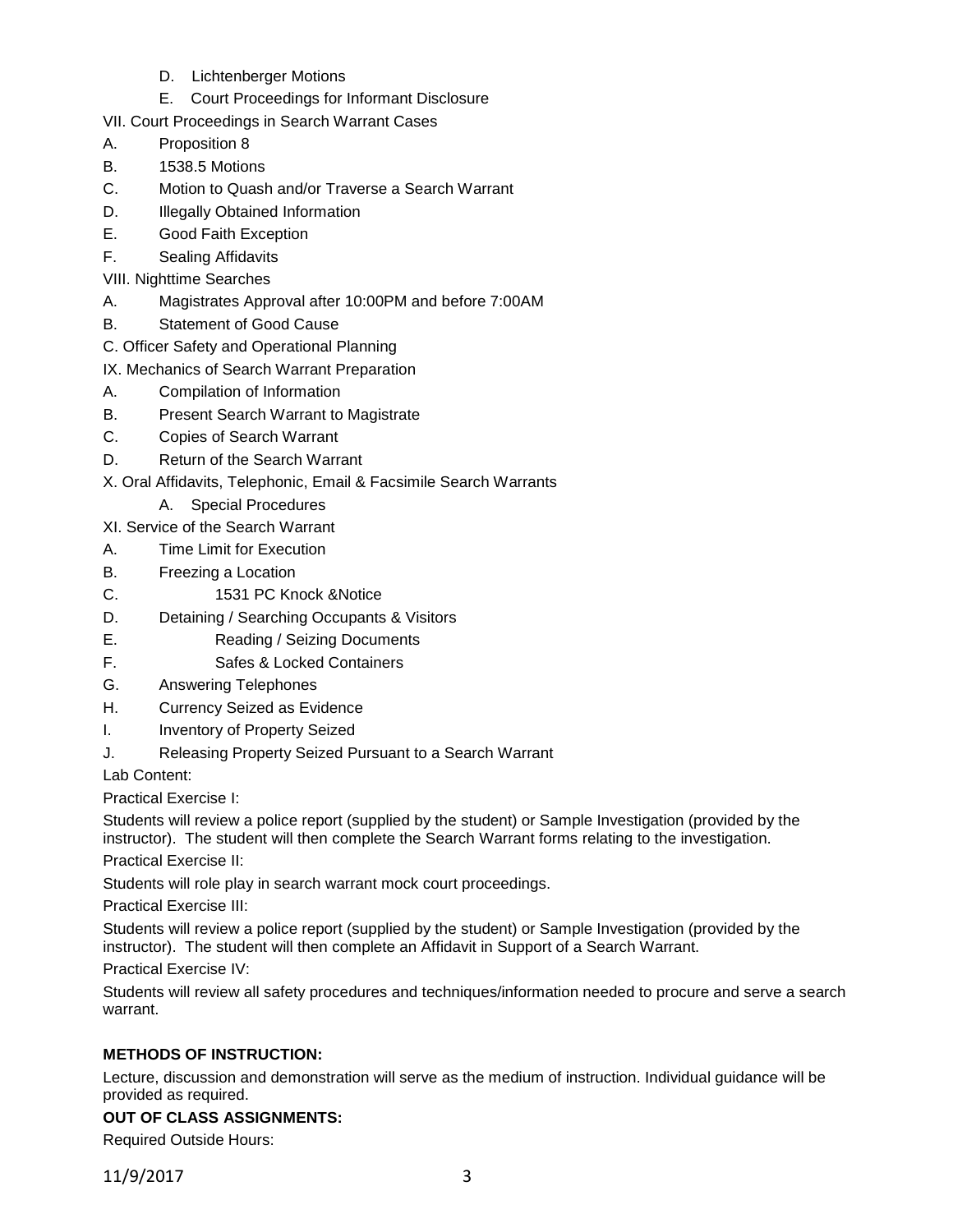D. Lichtenberger Motions

E. Court Proceedings for Informant Disclosure

VII. Court Proceedings in Search Warrant Cases

A. Proposition 8

B. 1538.5 Motions

C. Motion to Quash and/or Traverse a Search Warrant

D. Illegally Obtained Information

E. Good Faith Exception

F. Sealing Affidavits

VIII. Nighttime Searches

A. Magistrates Approval after 10:00PM and before 7:00AM

B. Statement of Good Cause

C. Officer Safety and Operational Planning

IX. Mechanics of Search Warrant Preparation

A. Compilation of Information

B. Present Search Warrant to Magistrate

C. Copies of Search Warrant

D. Return of the Search Warrant

X. Oral Affidavits, Telephonic, Email & Facsimile Search Warrants

A. Special Procedures

XI. Service of the Search Warrant

A. Time Limit for Execution

B. Freezing a Location

C. 1531 PC Knock &Notice

D. Detaining / Searching Occupants & Visitors

E. Reading / Seizing Documents

F. Safes & Locked Containers

G. Answering Telephones

H. Currency Seized as Evidence

I. Inventory of Property Seized

J. Releasing Property Seized Pursuant to a Search Warrant

Lab Content:

Practical Exercise I:

Students will review a police report (supplied by the student) or Sample Investigation (provided by the instructor). The student will then complete the Search Warrant forms relating to the investigation.

Practical Exercise II:

Students will role play in search warrant mock court proceedings.

Practical Exercise III:

Students will review a police report (supplied by the student) or Sample Investigation (provided by the instructor). The student will then complete an Affidavit in Support of a Search Warrant.

Practical Exercise IV:

Students will review all safety procedures and techniques/information needed to procure and serve a search warrant.

**METHODS OF INSTRUCTION:**

Lecture, discussion and demonstration will serve as the medium of instruction. Individual guidance will be provided as required.

**OUT OF CLASS ASSIGNMENTS:**

Required Outside Hours: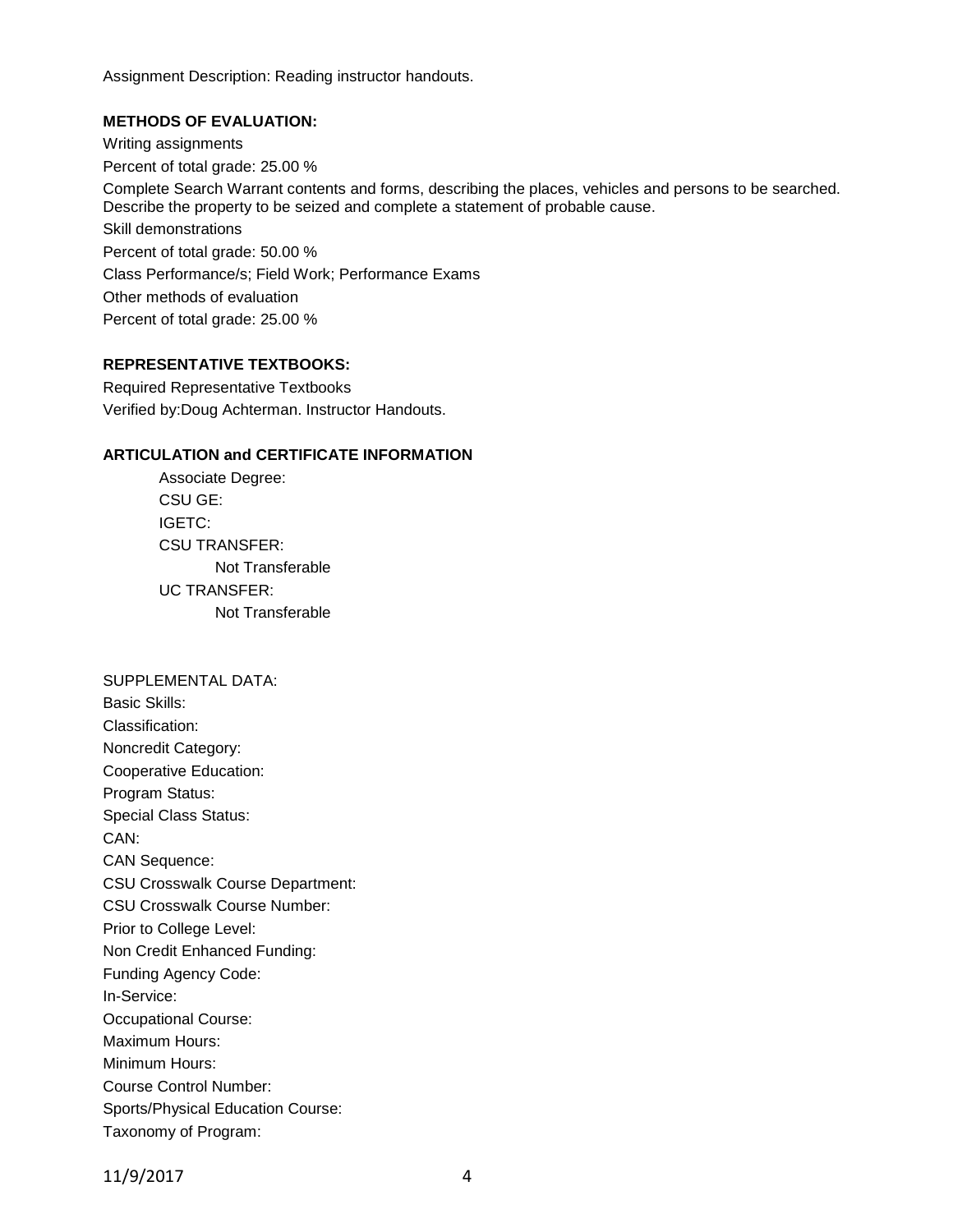Assignment Description: Reading instructor handouts.

**METHODS OF EVALUATION:**

Writing assignments

Percent of total grade: 25.00 %

Complete Search Warrant contents and forms, describing the places, vehicles and persons to be searched. Describe the property to be seized and complete a statement of probable cause.

Skill demonstrations

Percent of total grade: 50.00 %

Class Performance/s; Field Work; Performance Exams

Other methods of evaluation

Percent of total grade: 25.00 %

**REPRESENTATIVE TEXTBOOKS:**

Required Representative Textbooks

Verified by:Doug Achterman. Instructor Handouts.

**ARTICULATION and CERTIFICATE INFORMATION**

Associate Degree:

CSU GE:

IGETC:

CSU TRANSFER:

Not Transferable

UC TRANSFER:

Not Transferable

SUPPLEMENTAL DATA:

Basic Skills:

Classification:

Noncredit Category:

Cooperative Education:

Program Status:

Special Class Status:

CAN:

CAN Sequence:

CSU Crosswalk Course Department:

CSU Crosswalk Course Number:

Prior to College Level:

Non Credit Enhanced Funding:

Funding Agency Code:

In-Service:

Occupational Course:

Maximum Hours:

Minimum Hours:

Course Control Number:

Sports/Physical Education Course:

Taxonomy of Program: